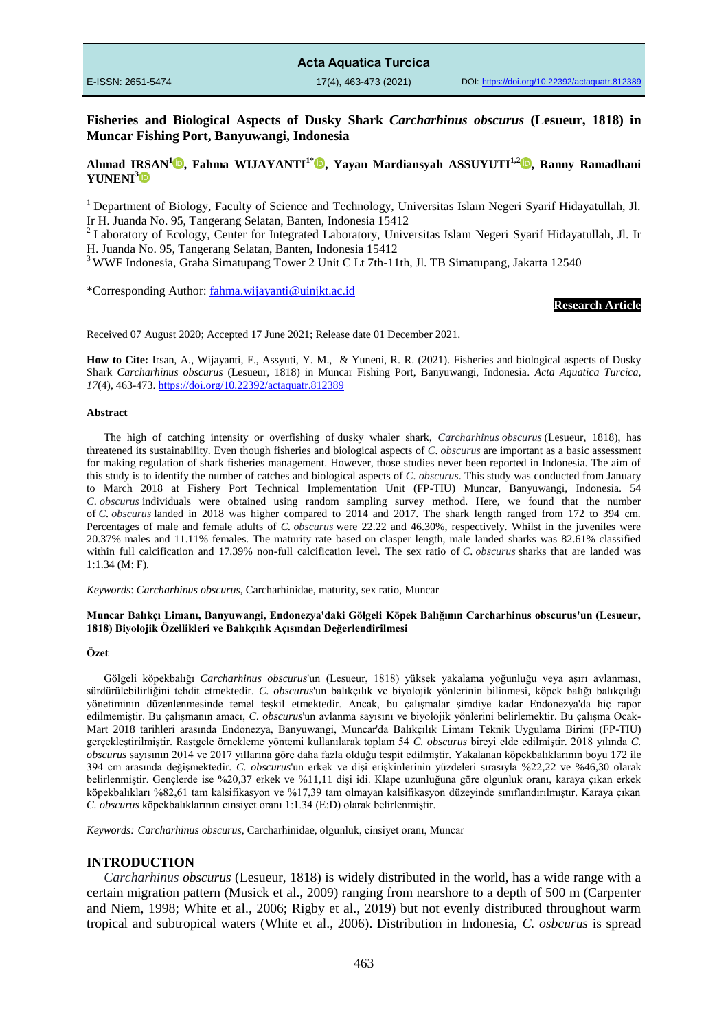# Fisheries and Biological Aspects of Dusky Shark *Carcharhinus obscurus* (Lesueur, 1818) in Muncar Fishing Port, Banyuwangi, Indonesia

**Ahmad IRSAN[1], Fahma WIJAYANTI[1*], Yayan Mardiansyah ASSUYUTI[1,2], Ranny Ramadhani YUNENI[3]**

[1] Department of Biology, Faculty of Science and Technology, Universitas Islam Negeri Syarif Hidayatullah, Jl. Ir H. Juanda No. 95, Tangerang Selatan, Banten, Indonesia 15412

[2] Laboratory of Ecology, Center for Integrated Laboratory, Universitas Islam Negeri Syarif Hidayatullah, Jl. Ir H. Juanda No. 95, Tangerang Selatan, Banten, Indonesia 15412

[3] WWF Indonesia, Graha Simatupang Tower 2 Unit C Lt 7th-11th, Jl. TB Simatupang, Jakarta 12540

*Corresponding Author: fahma.wijayanti@uinjkt.ac.id

**Research Article**

Received 07 August 2020; Accepted 17 June 2021; Release date 01 December 2021.

**How to Cite:** Irsan, A., Wijayanti, F., Assyuti, Y. M., & Yuneni, R. R. (2021). Fisheries and biological aspects of Dusky Shark *Carcharhinus obscurus* (Lesueur, 1818) in Muncar Fishing Port, Banyuwangi, Indonesia. *Acta Aquatica Turcica, 17*(4), 463-473. https://doi.org/10.22392/actaquatr.812389

## Abstract

The high of catching intensity or overfishing of dusky whaler shark, *Carcharhinus obscurus* (Lesueur, 1818), has threatened its sustainability. Even though fisheries and biological aspects of *C. obscurus* are important as a basic assessment for making regulation of shark fisheries management. However, those studies never been reported in Indonesia. The aim of this study is to identify the number of catches and biological aspects of *C. obscurus*. This study was conducted from January to March 2018 at Fishery Port Technical Implementation Unit (FP-TIU) Muncar, Banyuwangi, Indonesia. 54 *C. obscurus* individuals were obtained using random sampling survey method. Here, we found that the number of *C. obscurus* landed in 2018 was higher compared to 2014 and 2017. The shark length ranged from 172 to 394 cm. Percentages of male and female adults of *C. obscurus* were 22.22 and 46.30%, respectively. Whilst in the juveniles were 20.37% males and 11.11% females. The maturity rate based on clasper length, male landed sharks was 82.61% classified within full calcification and 17.39% non-full calcification level. The sex ratio of *C. obscurus* sharks that are landed was 1:1.34 (M: F).

*Keywords*: *Carcharhinus obscurus*, Carcharhinidae, maturity, sex ratio, Muncar

**Muncar Balıkçı Limanı, Banyuwangi, Endonezya'daki Gölgeli Köpek Balığının Carcharhinus obscurus'un (Lesueur, 1818) Biyolojik Özellikleri ve Balıkçılık Açısından Değerlendirilmesi**

## Özet

Gölgeli köpekbalığı *Carcharhinus obscurus*'un (Lesueur, 1818) yüksek yakalama yoğunluğu veya aşırı avlanması, sürdürülebilirliğini tehdit etmektedir. *C. obscurus*'un balıkçılık ve biyolojik yönlerinin bilinmesi, köpek balığı balıkçılığı yönetiminin düzenlenmesinde temel teşkil etmektedir. Ancak, bu çalışmalar şimdiye kadar Endonezya'da hiç rapor edilmemiştir. Bu çalışmanın amacı, *C. obscurus*'un avlanma sayısını ve biyolojik yönlerini belirlemektir. Bu çalışma Ocak-Mart 2018 tarihleri arasında Endonezya, Banyuwangi, Muncar'da Balıkçılık Limanı Teknik Uygulama Birimi (FP-TIU) gerçekleştirilmiştir. Rastgele örnekleme yöntemi kullanılarak toplam 54 *C. obscurus* bireyi elde edilmiştir. 2018 yılında *C. obscurus* sayısının 2014 ve 2017 yıllarına göre daha fazla olduğu tespit edilmiştir. Yakalanan köpekbalıklarının boyu 172 ile 394 cm arasında değişmektedir. *C. obscurus*'un erkek ve dişi erişkinlerinin yüzdeleri sırasıyla %22,22 ve %46,30 olarak belirlenmiştir. Gençlerde ise %20,37 erkek ve %11,11 dişi idi. Klape uzunluğuna göre olgunluk oranı, karaya çıkan erkek köpekbalıkları %82,61 tam kalsifikasyon ve %17,39 tam olmayan kalsifikasyon düzeyinde sınıflandırılmıştır. Karaya çıkan *C. obscurus* köpekbalıklarının cinsiyet oranı 1:1.34 (E:D) olarak belirlenmiştir.

*Keywords: Carcharhinus obscurus*, Carcharhinidae, olgunluk, cinsiyet oranı, Muncar

## INTRODUCTION

*Carcharhinus obscurus* (Lesueur, 1818) is widely distributed in the world, has a wide range with a certain migration pattern (Musick et al., 2009) ranging from nearshore to a depth of 500 m (Carpenter and Niem, 1998; White et al., 2006; Rigby et al., 2019) but not evenly distributed throughout warm tropical and subtropical waters (White et al., 2006). Distribution in Indonesia, *C. osbcurus* is spread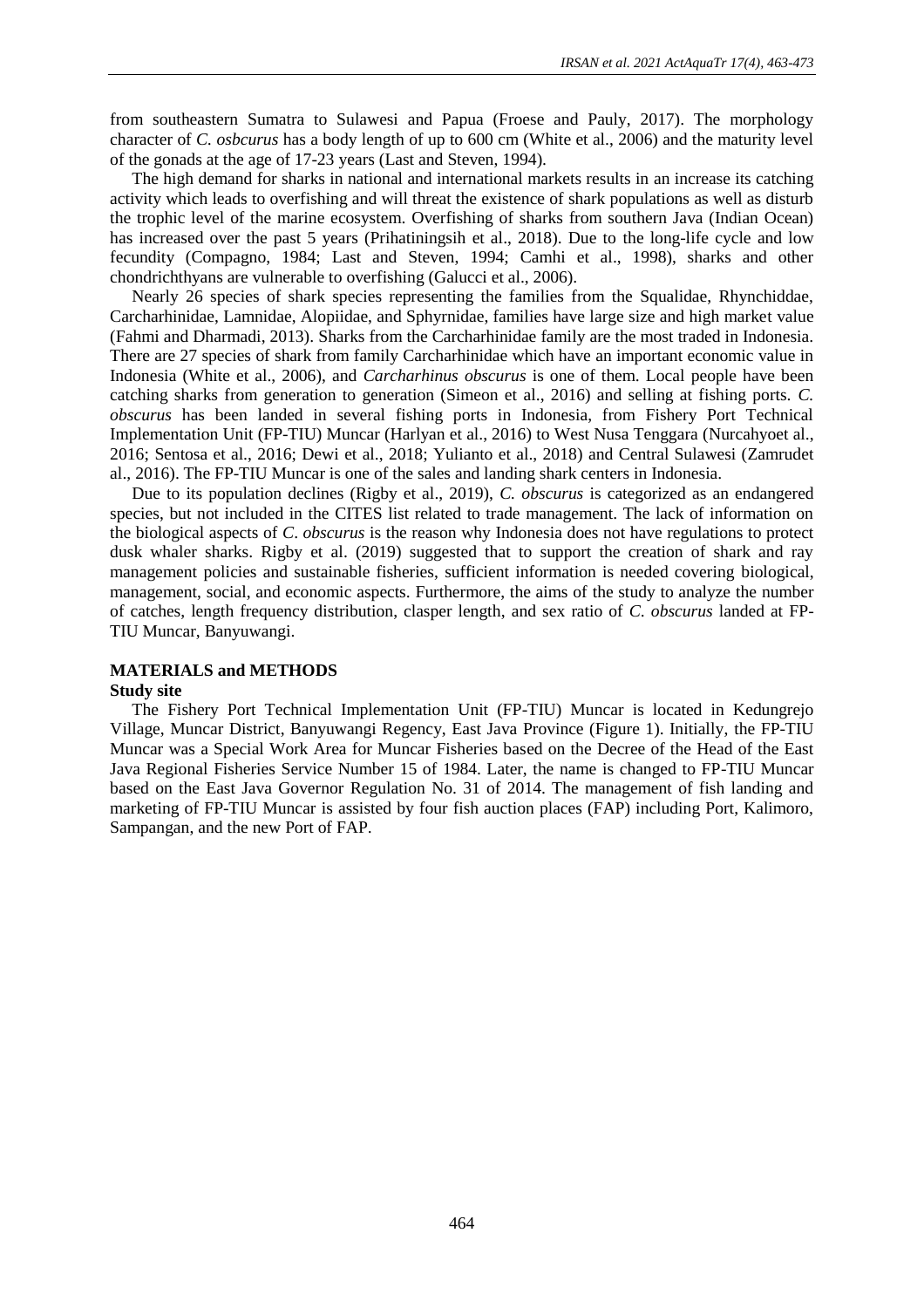from southeastern Sumatra to Sulawesi and Papua (Froese and Pauly, 2017). The morphology character of *C. osbcurus* has a body length of up to 600 cm (White et al., 2006) and the maturity level of the gonads at the age of 17-23 years (Last and Steven, 1994).

The high demand for sharks in national and international markets results in an increase its catching activity which leads to overfishing and will threat the existence of shark populations as well as disturb the trophic level of the marine ecosystem. Overfishing of sharks from southern Java (Indian Ocean) has increased over the past 5 years (Prihatiningsih et al., 2018). Due to the long-life cycle and low fecundity (Compagno, 1984; Last and Steven, 1994; Camhi et al., 1998), sharks and other chondrichthyans are vulnerable to overfishing (Galucci et al., 2006).

Nearly 26 species of shark species representing the families from the Squalidae, Rhynchiddae, Carcharhinidae, Lamnidae, Alopiidae, and Sphyrnidae, families have large size and high market value (Fahmi and Dharmadi, 2013). Sharks from the Carcharhinidae family are the most traded in Indonesia. There are 27 species of shark from family Carcharhinidae which have an important economic value in Indonesia (White et al., 2006), and *Carcharhinus obscurus* is one of them. Local people have been catching sharks from generation to generation (Simeon et al., 2016) and selling at fishing ports. *C. obscurus* has been landed in several fishing ports in Indonesia, from Fishery Port Technical Implementation Unit (FP-TIU) Muncar (Harlyan et al., 2016) to West Nusa Tenggara (Nurcahyoet al., 2016; Sentosa et al., 2016; Dewi et al., 2018; Yulianto et al., 2018) and Central Sulawesi (Zamrudet al., 2016). The FP-TIU Muncar is one of the sales and landing shark centers in Indonesia.

Due to its population declines (Rigby et al., 2019), *C. obscurus* is categorized as an endangered species, but not included in the CITES list related to trade management. The lack of information on the biological aspects of *C. obscurus* is the reason why Indonesia does not have regulations to protect dusk whaler sharks. Rigby et al. (2019) suggested that to support the creation of shark and ray management policies and sustainable fisheries, sufficient information is needed covering biological, management, social, and economic aspects. Furthermore, the aims of the study to analyze the number of catches, length frequency distribution, clasper length, and sex ratio of *C. obscurus* landed at FP-TIU Muncar, Banyuwangi.

## MATERIALS and METHODS

### Study site

The Fishery Port Technical Implementation Unit (FP-TIU) Muncar is located in Kedungrejo Village, Muncar District, Banyuwangi Regency, East Java Province (Figure 1). Initially, the FP-TIU Muncar was a Special Work Area for Muncar Fisheries based on the Decree of the Head of the East Java Regional Fisheries Service Number 15 of 1984. Later, the name is changed to FP-TIU Muncar based on the East Java Governor Regulation No. 31 of 2014. The management of fish landing and marketing of FP-TIU Muncar is assisted by four fish auction places (FAP) including Port, Kalimoro, Sampangan, and the new Port of FAP.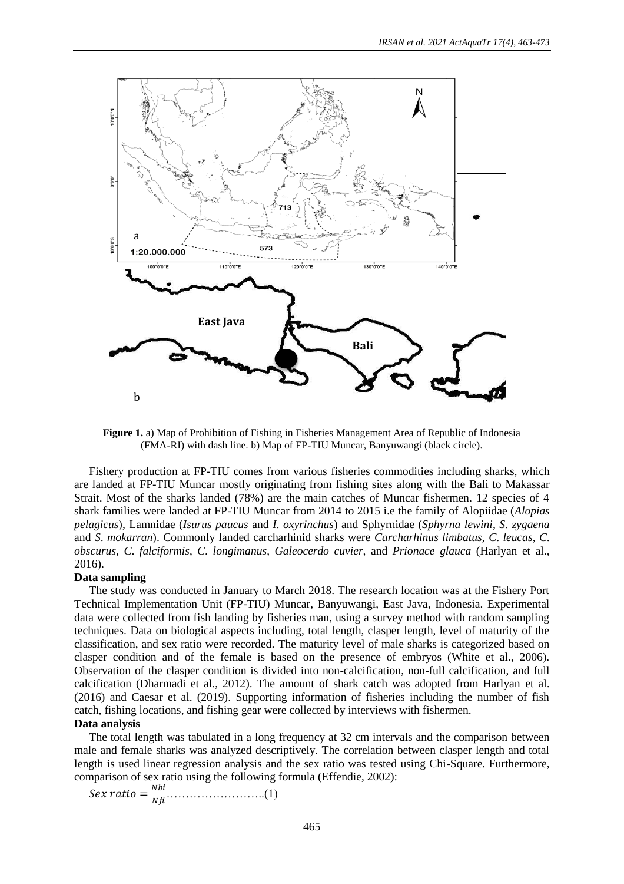**Figure 1.** a) Map of Prohibition of Fishing in Fisheries Management Area of Republic of Indonesia (FMA-RI) with dash line. b) Map of FP-TIU Muncar, Banyuwangi (black circle).

Fishery production at FP-TIU comes from various fisheries commodities including sharks, which are landed at FP-TIU Muncar mostly originating from fishing sites along with the Bali to Makassar Strait. Most of the sharks landed (78%) are the main catches of Muncar fishermen. 12 species of 4 shark families were landed at FP-TIU Muncar from 2014 to 2015 i.e the family of Alopiidae (*Alopias pelagicus*), Lamnidae (*Isurus paucus* and *I. oxyrinchus*) and Sphyrnidae (*Sphyrna lewini*, *S. zygaena* and *S. mokarran*). Commonly landed carcharhinid sharks were *Carcharhinus limbatus*, *C. leucas*, *C. obscurus*, *C. falciformis*, *C. longimanus*, *Galeocerdo cuvier,* and *Prionace glauca* (Harlyan et al., 2016).

**Data sampling**

The study was conducted in January to March 2018. The research location was at the Fishery Port Technical Implementation Unit (FP-TIU) Muncar, Banyuwangi, East Java, Indonesia. Experimental data were collected from fish landing by fisheries man, using a survey method with random sampling techniques. Data on biological aspects including, total length, clasper length, level of maturity of the classification, and sex ratio were recorded. The maturity level of male sharks is categorized based on clasper condition and of the female is based on the presence of embryos (White et al., 2006). Observation of the clasper condition is divided into non-calcification, non-full calcification, and full calcification (Dharmadi et al., 2012). The amount of shark catch was adopted from Harlyan et al. (2016) and Caesar et al. (2019). Supporting information of fisheries including the number of fish catch, fishing locations, and fishing gear were collected by interviews with fishermen.

**Data analysis**

The total length was tabulated in a long frequency at 32 cm intervals and the comparison between male and female sharks was analyzed descriptively. The correlation between clasper length and total length is used linear regression analysis and the sex ratio was tested using Chi-Square. Furthermore, comparison of sex ratio using the following formula (Effendie, 2002):

$$Sex\ ratio = \frac{Nbi}{Nji} \quad (1)$$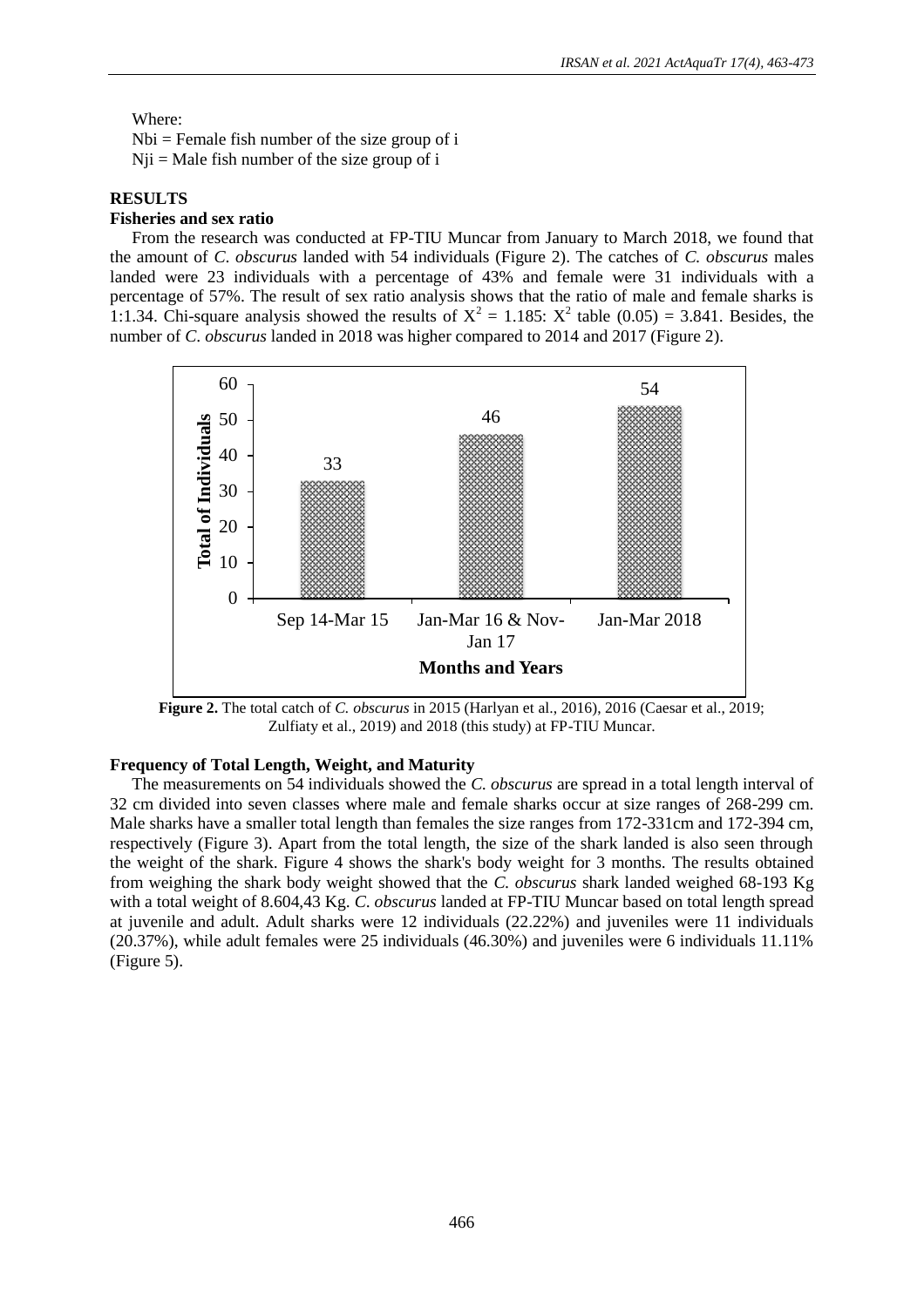Where:

Nbi = Female fish number of the size group of i

Nji = Male fish number of the size group of i

## RESULTS

### Fisheries and sex ratio

From the research was conducted at FP-TIU Muncar from January to March 2018, we found that the amount of *C. obscurus* landed with 54 individuals (Figure 2). The catches of *C. obscurus* males landed were 23 individuals with a percentage of 43% and female were 31 individuals with a percentage of 57%. The result of sex ratio analysis shows that the ratio of male and female sharks is 1:1.34. Chi-square analysis showed the results of $X^2 = 1.185$: $X^2$ table (0.05) = 3.841. Besides, the number of *C. obscurus* landed in 2018 was higher compared to 2014 and 2017 (Figure 2).

**Figure 2.** The total catch of *C. obscurus* in 2015 (Harlyan et al., 2016), 2016 (Caesar et al., 2019; Zulfiaty et al., 2019) and 2018 (this study) at FP-TIU Muncar.

### Frequency of Total Length, Weight, and Maturity

The measurements on 54 individuals showed the *C. obscurus* are spread in a total length interval of 32 cm divided into seven classes where male and female sharks occur at size ranges of 268-299 cm. Male sharks have a smaller total length than females the size ranges from 172-331cm and 172-394 cm, respectively (Figure 3). Apart from the total length, the size of the shark landed is also seen through the weight of the shark. Figure 4 shows the shark's body weight for 3 months. The results obtained from weighing the shark body weight showed that the *C. obscurus* shark landed weighed 68-193 Kg with a total weight of 8.604,43 Kg. *C. obscurus* landed at FP-TIU Muncar based on total length spread at juvenile and adult. Adult sharks were 12 individuals (22.22%) and juveniles were 11 individuals (20.37%), while adult females were 25 individuals (46.30%) and juveniles were 6 individuals 11.11% (Figure 5).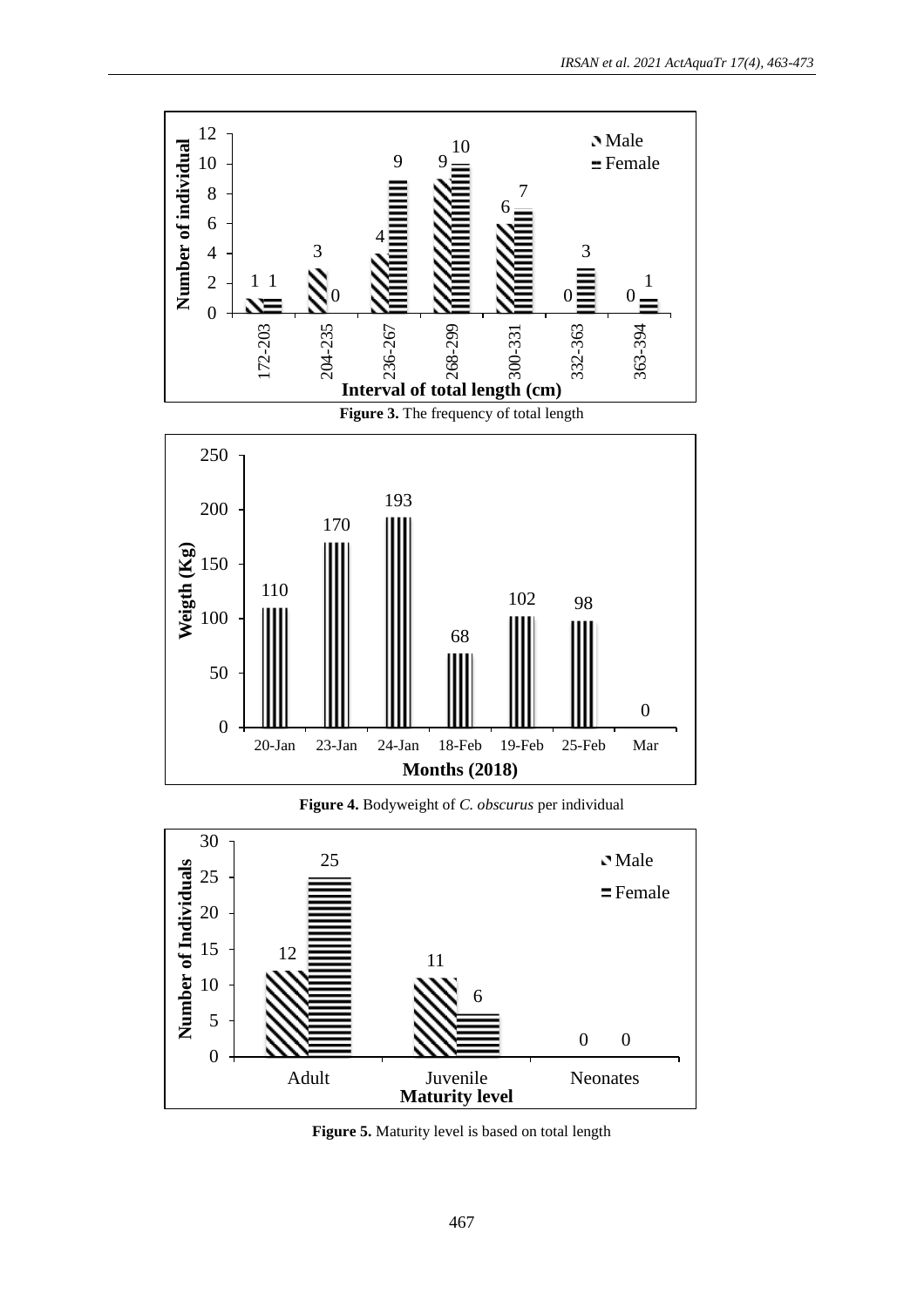**Figure 3.** The frequency of total length

**Figure 4.** Bodyweight of *C. obscurus* per individual

**Figure 5.** Maturity level is based on total length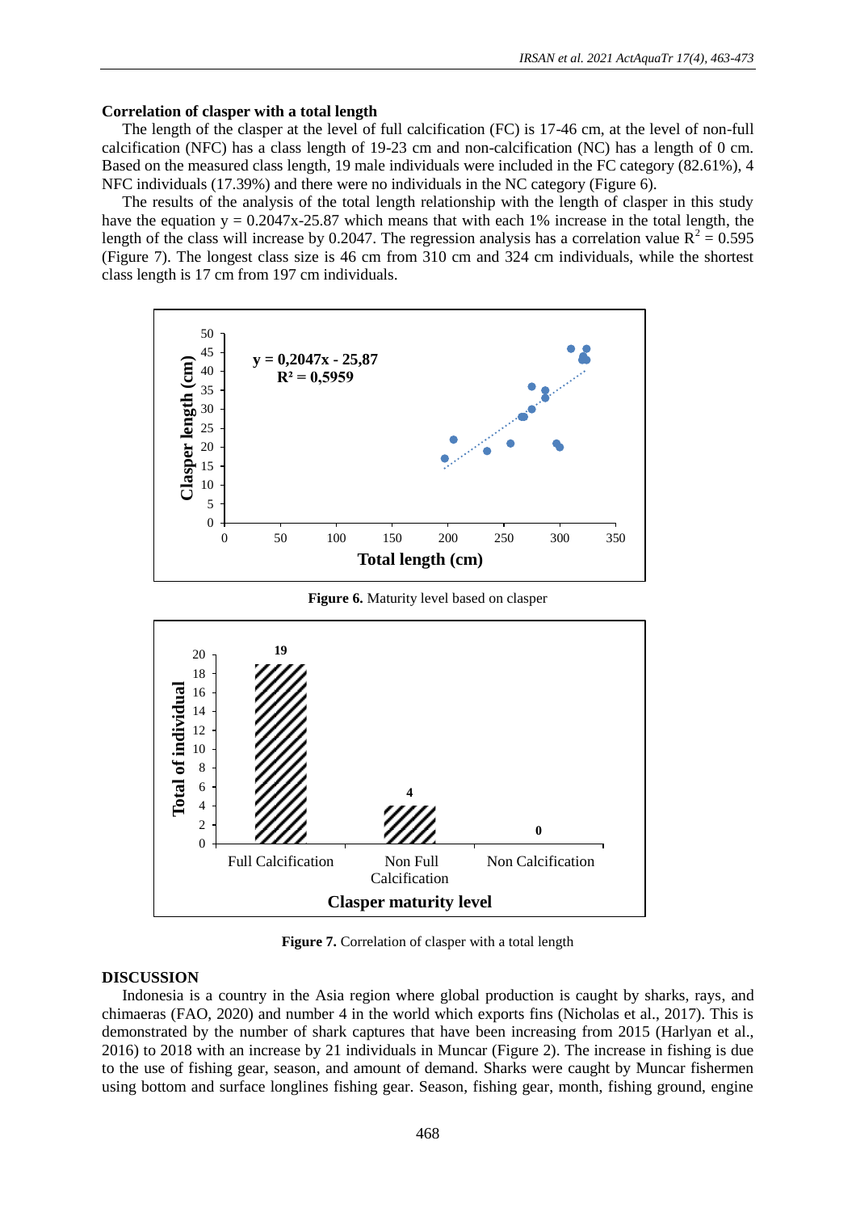### Correlation of clasper with a total length

The length of the clasper at the level of full calcification (FC) is 17-46 cm, at the level of non-full calcification (NFC) has a class length of 19-23 cm and non-calcification (NC) has a length of 0 cm. Based on the measured class length, 19 male individuals were included in the FC category (82.61%), 4 NFC individuals (17.39%) and there were no individuals in the NC category (Figure 6).

The results of the analysis of the total length relationship with the length of clasper in this study have the equation y = 0.2047x-25.87 which means that with each 1% increase in the total length, the length of the class will increase by 0.2047. The regression analysis has a correlation value $R^2 = 0.595$ (Figure 7). The longest class size is 46 cm from 310 cm and 324 cm individuals, while the shortest class length is 17 cm from 197 cm individuals.

**Figure 6.** Maturity level based on clasper

**Figure 7.** Correlation of clasper with a total length

## DISCUSSION

Indonesia is a country in the Asia region where global production is caught by sharks, rays, and chimaeras (FAO, 2020) and number 4 in the world which exports fins (Nicholas et al., 2017). This is demonstrated by the number of shark captures that have been increasing from 2015 (Harlyan et al., 2016) to 2018 with an increase by 21 individuals in Muncar (Figure 2). The increase in fishing is due to the use of fishing gear, season, and amount of demand. Sharks were caught by Muncar fishermen using bottom and surface longlines fishing gear. Season, fishing gear, month, fishing ground, engine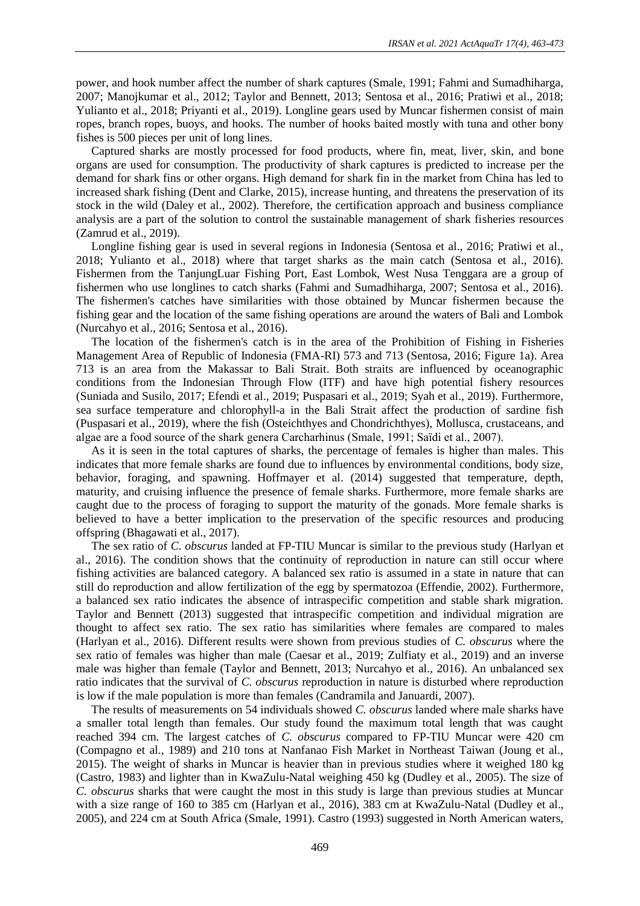power, and hook number affect the number of shark captures (Smale, 1991; Fahmi and Sumadhiharga, 2007; Manojkumar et al., 2012; Taylor and Bennett, 2013; Sentosa et al., 2016; Pratiwi et al., 2018; Yulianto et al., 2018; Priyanti et al., 2019). Longline gears used by Muncar fishermen consist of main ropes, branch ropes, buoys, and hooks. The number of hooks baited mostly with tuna and other bony fishes is 500 pieces per unit of long lines.

Captured sharks are mostly processed for food products, where fin, meat, liver, skin, and bone organs are used for consumption. The productivity of shark captures is predicted to increase per the demand for shark fins or other organs. High demand for shark fin in the market from China has led to increased shark fishing (Dent and Clarke, 2015), increase hunting, and threatens the preservation of its stock in the wild (Daley et al., 2002). Therefore, the certification approach and business compliance analysis are a part of the solution to control the sustainable management of shark fisheries resources (Zamrud et al., 2019).

Longline fishing gear is used in several regions in Indonesia (Sentosa et al., 2016; Pratiwi et al., 2018; Yulianto et al., 2018) where that target sharks as the main catch (Sentosa et al., 2016). Fishermen from the TanjungLuar Fishing Port, East Lombok, West Nusa Tenggara are a group of fishermen who use longlines to catch sharks (Fahmi and Sumadhiharga, 2007; Sentosa et al., 2016). The fishermen's catches have similarities with those obtained by Muncar fishermen because the fishing gear and the location of the same fishing operations are around the waters of Bali and Lombok (Nurcahyo et al., 2016; Sentosa et al., 2016).

The location of the fishermen's catch is in the area of the Prohibition of Fishing in Fisheries Management Area of Republic of Indonesia (FMA-RI) 573 and 713 (Sentosa, 2016; Figure 1a). Area 713 is an area from the Makassar to Bali Strait. Both straits are influenced by oceanographic conditions from the Indonesian Through Flow (ITF) and have high potential fishery resources (Suniada and Susilo, 2017; Efendi et al., 2019; Puspasari et al., 2019; Syah et al., 2019). Furthermore, sea surface temperature and chlorophyll-a in the Bali Strait affect the production of sardine fish (Puspasari et al., 2019), where the fish (Osteichthyes and Chondrichthyes), Mollusca, crustaceans, and algae are a food source of the shark genera Carcharhinus (Smale, 1991; Saïdi et al., 2007).

As it is seen in the total captures of sharks, the percentage of females is higher than males. This indicates that more female sharks are found due to influences by environmental conditions, body size, behavior, foraging, and spawning. Hoffmayer et al. (2014) suggested that temperature, depth, maturity, and cruising influence the presence of female sharks. Furthermore, more female sharks are caught due to the process of foraging to support the maturity of the gonads. More female sharks is believed to have a better implication to the preservation of the specific resources and producing offspring (Bhagawati et al., 2017).

The sex ratio of *C. obscurus* landed at FP-TIU Muncar is similar to the previous study (Harlyan et al., 2016). The condition shows that the continuity of reproduction in nature can still occur where fishing activities are balanced category. A balanced sex ratio is assumed in a state in nature that can still do reproduction and allow fertilization of the egg by spermatozoa (Effendie, 2002). Furthermore, a balanced sex ratio indicates the absence of intraspecific competition and stable shark migration. Taylor and Bennett (2013) suggested that intraspecific competition and individual migration are thought to affect sex ratio. The sex ratio has similarities where females are compared to males (Harlyan et al., 2016). Different results were shown from previous studies of *C. obscurus* where the sex ratio of females was higher than male (Caesar et al., 2019; Zulfiaty et al., 2019) and an inverse male was higher than female (Taylor and Bennett, 2013; Nurcahyo et al., 2016). An unbalanced sex ratio indicates that the survival of *C. obscurus* reproduction in nature is disturbed where reproduction is low if the male population is more than females (Candramila and Januardi, 2007).

The results of measurements on 54 individuals showed *C. obscurus* landed where male sharks have a smaller total length than females. Our study found the maximum total length that was caught reached 394 cm. The largest catches of *C. obscurus* compared to FP-TIU Muncar were 420 cm (Compagno et al., 1989) and 210 tons at Nanfanao Fish Market in Northeast Taiwan (Joung et al., 2015). The weight of sharks in Muncar is heavier than in previous studies where it weighed 180 kg (Castro, 1983) and lighter than in KwaZulu-Natal weighing 450 kg (Dudley et al., 2005). The size of *C. obscurus* sharks that were caught the most in this study is large than previous studies at Muncar with a size range of 160 to 385 cm (Harlyan et al., 2016), 383 cm at KwaZulu-Natal (Dudley et al., 2005), and 224 cm at South Africa (Smale, 1991). Castro (1993) suggested in North American waters,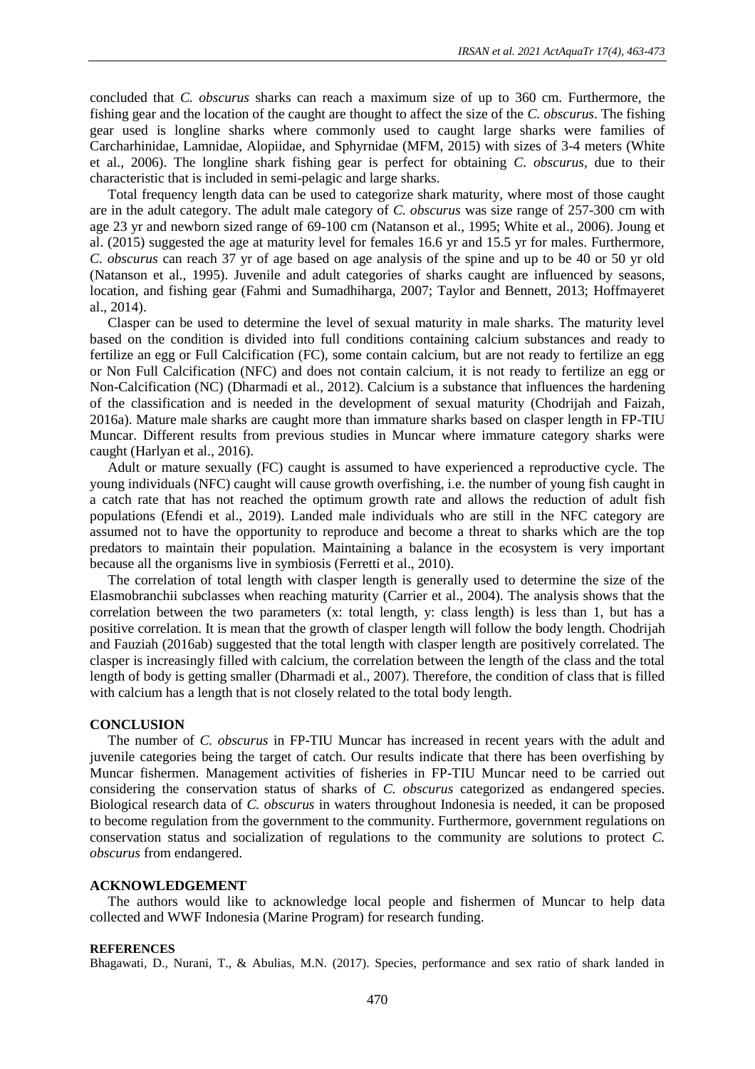concluded that *C. obscurus* sharks can reach a maximum size of up to 360 cm. Furthermore, the fishing gear and the location of the caught are thought to affect the size of the *C. obscurus*. The fishing gear used is longline sharks where commonly used to caught large sharks were families of Carcharhinidae, Lamnidae, Alopiidae, and Sphyrnidae (MFM, 2015) with sizes of 3-4 meters (White et al., 2006). The longline shark fishing gear is perfect for obtaining *C. obscurus*, due to their characteristic that is included in semi-pelagic and large sharks.

Total frequency length data can be used to categorize shark maturity, where most of those caught are in the adult category. The adult male category of *C. obscurus* was size range of 257-300 cm with age 23 yr and newborn sized range of 69-100 cm (Natanson et al., 1995; White et al., 2006). Joung et al. (2015) suggested the age at maturity level for females 16.6 yr and 15.5 yr for males. Furthermore, *C. obscurus* can reach 37 yr of age based on age analysis of the spine and up to be 40 or 50 yr old (Natanson et al., 1995). Juvenile and adult categories of sharks caught are influenced by seasons, location, and fishing gear (Fahmi and Sumadhiharga, 2007; Taylor and Bennett, 2013; Hoffmayeret al., 2014).

Clasper can be used to determine the level of sexual maturity in male sharks. The maturity level based on the condition is divided into full conditions containing calcium substances and ready to fertilize an egg or Full Calcification (FC), some contain calcium, but are not ready to fertilize an egg or Non Full Calcification (NFC) and does not contain calcium, it is not ready to fertilize an egg or Non-Calcification (NC) (Dharmadi et al., 2012). Calcium is a substance that influences the hardening of the classification and is needed in the development of sexual maturity (Chodrijah and Faizah, 2016a). Mature male sharks are caught more than immature sharks based on clasper length in FP-TIU Muncar. Different results from previous studies in Muncar where immature category sharks were caught (Harlyan et al., 2016).

Adult or mature sexually (FC) caught is assumed to have experienced a reproductive cycle. The young individuals (NFC) caught will cause growth overfishing, i.e. the number of young fish caught in a catch rate that has not reached the optimum growth rate and allows the reduction of adult fish populations (Efendi et al., 2019). Landed male individuals who are still in the NFC category are assumed not to have the opportunity to reproduce and become a threat to sharks which are the top predators to maintain their population. Maintaining a balance in the ecosystem is very important because all the organisms live in symbiosis (Ferretti et al., 2010).

The correlation of total length with clasper length is generally used to determine the size of the Elasmobranchii subclasses when reaching maturity (Carrier et al., 2004). The analysis shows that the correlation between the two parameters (x: total length, y: class length) is less than 1, but has a positive correlation. It is mean that the growth of clasper length will follow the body length. Chodrijah and Fauziah (2016ab) suggested that the total length with clasper length are positively correlated. The clasper is increasingly filled with calcium, the correlation between the length of the class and the total length of body is getting smaller (Dharmadi et al., 2007). Therefore, the condition of class that is filled with calcium has a length that is not closely related to the total body length.

## CONCLUSION

The number of *C. obscurus* in FP-TIU Muncar has increased in recent years with the adult and juvenile categories being the target of catch. Our results indicate that there has been overfishing by Muncar fishermen. Management activities of fisheries in FP-TIU Muncar need to be carried out considering the conservation status of sharks of *C. obscurus* categorized as endangered species. Biological research data of *C. obscurus* in waters throughout Indonesia is needed, it can be proposed to become regulation from the government to the community. Furthermore, government regulations on conservation status and socialization of regulations to the community are solutions to protect *C. obscurus* from endangered.

## ACKNOWLEDGEMENT

The authors would like to acknowledge local people and fishermen of Muncar to help data collected and WWF Indonesia (Marine Program) for research funding.

## REFERENCES

Bhagawati, D., Nurani, T., & Abulias, M.N. (2017). Species, performance and sex ratio of shark landed in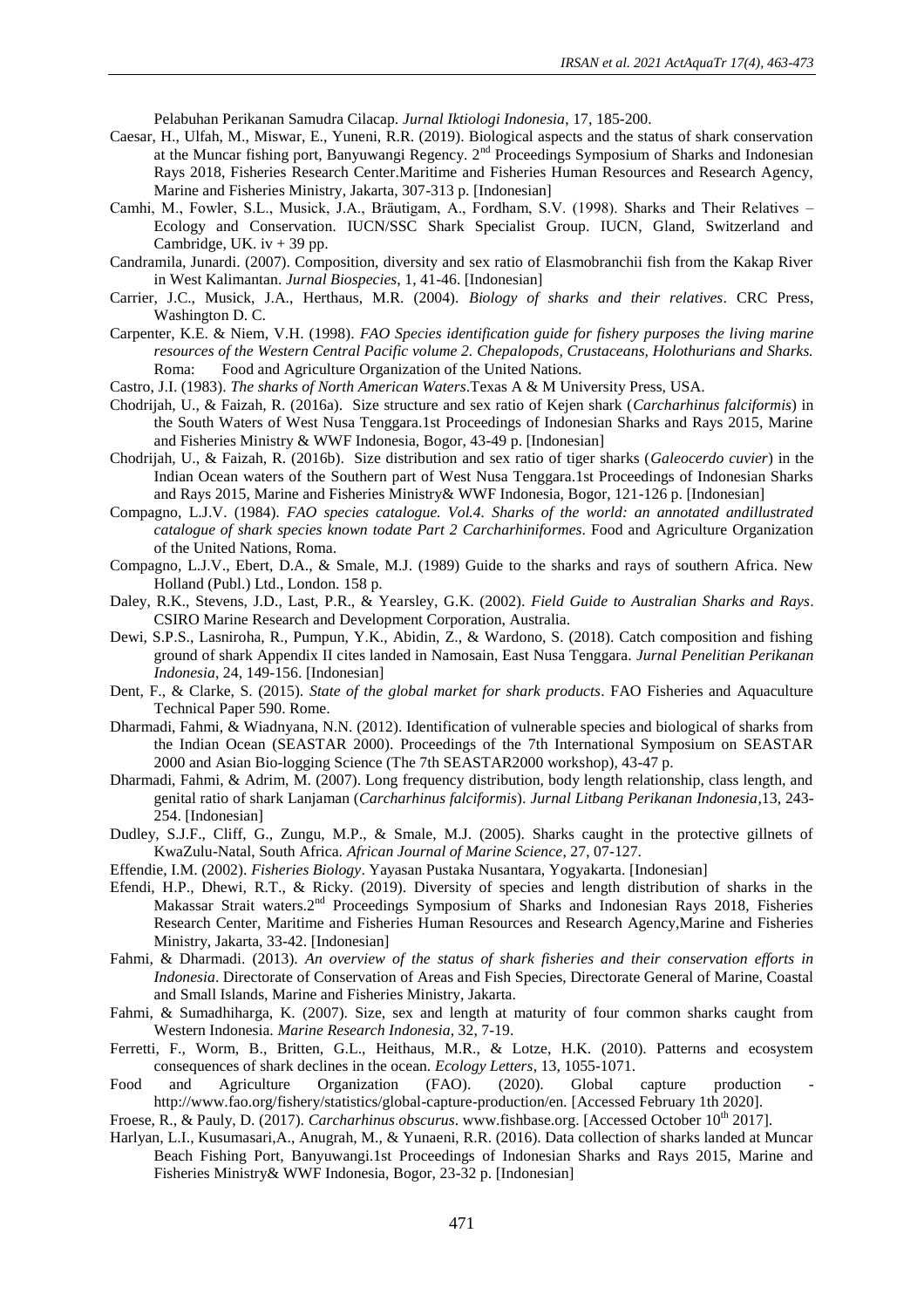Pelabuhan Perikanan Samudra Cilacap. *Jurnal Iktiologi Indonesia*, 17, 185-200.

Caesar, H., Ulfah, M., Miswar, E., Yuneni, R.R. (2019). Biological aspects and the status of shark conservation at the Muncar fishing port, Banyuwangi Regency. 2nd Proceedings Symposium of Sharks and Indonesian Rays 2018, Fisheries Research Center.Maritime and Fisheries Human Resources and Research Agency, Marine and Fisheries Ministry, Jakarta, 307-313 p. [Indonesian]

Camhi, M., Fowler, S.L., Musick, J.A., Bräutigam, A., Fordham, S.V. (1998). Sharks and Their Relatives – Ecology and Conservation. IUCN/SSC Shark Specialist Group. IUCN, Gland, Switzerland and Cambridge, UK. iv + 39 pp.

Candramila, Junardi. (2007). Composition, diversity and sex ratio of Elasmobranchii fish from the Kakap River in West Kalimantan. *Jurnal Biospecies*, 1, 41-46. [Indonesian]

Carrier, J.C., Musick, J.A., Herthaus, M.R. (2004). *Biology of sharks and their relatives*. CRC Press, Washington D. C.

Carpenter, K.E. & Niem, V.H. (1998). *FAO Species identification guide for fishery purposes the living marine resources of the Western Central Pacific volume 2. Chepalopods, Crustaceans, Holothurians and Sharks.* Roma: Food and Agriculture Organization of the United Nations.

Castro, J.I. (1983). *The sharks of North American Waters*.Texas A & M University Press, USA.

Chodrijah, U., & Faizah, R. (2016a). Size structure and sex ratio of Kejen shark (*Carcharhinus falciformis*) in the South Waters of West Nusa Tenggara.1st Proceedings of Indonesian Sharks and Rays 2015, Marine and Fisheries Ministry & WWF Indonesia, Bogor, 43-49 p. [Indonesian]

Chodrijah, U., & Faizah, R. (2016b). Size distribution and sex ratio of tiger sharks (*Galeocerdo cuvier*) in the Indian Ocean waters of the Southern part of West Nusa Tenggara.1st Proceedings of Indonesian Sharks and Rays 2015, Marine and Fisheries Ministry& WWF Indonesia, Bogor, 121-126 p. [Indonesian]

Compagno, L.J.V. (1984). *FAO species catalogue. Vol.4. Sharks of the world: an annotated andillustrated catalogue of shark species known todate Part 2 Carcharhiniformes*. Food and Agriculture Organization of the United Nations, Roma.

Compagno, L.J.V., Ebert, D.A., & Smale, M.J. (1989) Guide to the sharks and rays of southern Africa. New Holland (Publ.) Ltd., London. 158 p.

Daley, R.K., Stevens, J.D., Last, P.R., & Yearsley, G.K. (2002). *Field Guide to Australian Sharks and Rays*. CSIRO Marine Research and Development Corporation, Australia.

Dewi, S.P.S., Lasniroha, R., Pumpun, Y.K., Abidin, Z., & Wardono, S. (2018). Catch composition and fishing ground of shark Appendix II cites landed in Namosain, East Nusa Tenggara. *Jurnal Penelitian Perikanan Indonesia*, 24, 149-156. [Indonesian]

Dent, F., & Clarke, S. (2015). *State of the global market for shark products*. FAO Fisheries and Aquaculture Technical Paper 590. Rome.

Dharmadi, Fahmi, & Wiadnyana, N.N. (2012). Identification of vulnerable species and biological of sharks from the Indian Ocean (SEASTAR 2000). Proceedings of the 7th International Symposium on SEASTAR 2000 and Asian Bio-logging Science (The 7th SEASTAR2000 workshop), 43-47 p.

Dharmadi, Fahmi, & Adrim, M. (2007). Long frequency distribution, body length relationship, class length, and genital ratio of shark Lanjaman (*Carcharhinus falciformis*). *Jurnal Litbang Perikanan Indonesia*,13, 243-254. [Indonesian]

Dudley, S.J.F., Cliff, G., Zungu, M.P., & Smale, M.J. (2005). Sharks caught in the protective gillnets of KwaZulu-Natal, South Africa. *African Journal of Marine Science*, 27, 07-127.

Effendie, I.M. (2002). *Fisheries Biology*. Yayasan Pustaka Nusantara, Yogyakarta. [Indonesian]

Efendi, H.P., Dhewi, R.T., & Ricky. (2019). Diversity of species and length distribution of sharks in the Makassar Strait waters.2nd Proceedings Symposium of Sharks and Indonesian Rays 2018, Fisheries Research Center, Maritime and Fisheries Human Resources and Research Agency,Marine and Fisheries Ministry, Jakarta, 33-42. [Indonesian]

Fahmi, & Dharmadi. (2013). *An overview of the status of shark fisheries and their conservation efforts in Indonesia*. Directorate of Conservation of Areas and Fish Species, Directorate General of Marine, Coastal and Small Islands, Marine and Fisheries Ministry, Jakarta.

Fahmi, & Sumadhiharga, K. (2007). Size, sex and length at maturity of four common sharks caught from Western Indonesia. *Marine Research Indonesia*, 32, 7-19.

Ferretti, F., Worm, B., Britten, G.L., Heithaus, M.R., & Lotze, H.K. (2010). Patterns and ecosystem consequences of shark declines in the ocean. *Ecology Letters*, 13, 1055-1071.

Food and Agriculture Organization (FAO). (2020). Global capture production - http://www.fao.org/fishery/statistics/global-capture-production/en. [Accessed February 1th 2020].

Froese, R., & Pauly, D. (2017). *Carcharhinus obscurus*. www.fishbase.org. [Accessed October 10th 2017].

Harlyan, L.I., Kusumasari,A., Anugrah, M., & Yunaeni, R.R. (2016). Data collection of sharks landed at Muncar Beach Fishing Port, Banyuwangi.1st Proceedings of Indonesian Sharks and Rays 2015, Marine and Fisheries Ministry& WWF Indonesia, Bogor, 23-32 p. [Indonesian]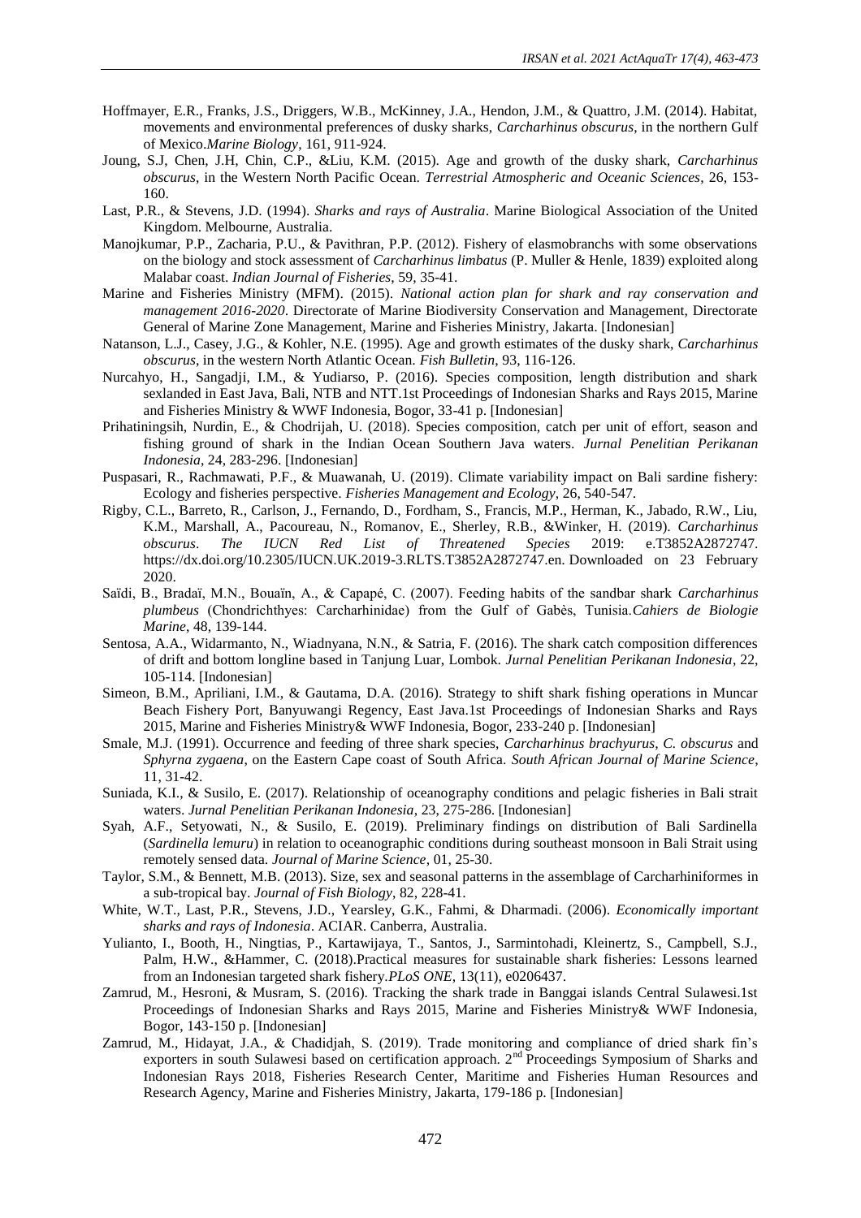Hoffmayer, E.R., Franks, J.S., Driggers, W.B., McKinney, J.A., Hendon, J.M., & Quattro, J.M. (2014). Habitat, movements and environmental preferences of dusky sharks, *Carcharhinus obscurus*, in the northern Gulf of Mexico.*Marine Biology*, 161, 911-924.

Joung, S.J, Chen, J.H, Chin, C.P., &Liu, K.M. (2015). Age and growth of the dusky shark, *Carcharhinus obscurus*, in the Western North Pacific Ocean. *Terrestrial Atmospheric and Oceanic Sciences*, 26, 153-160.

Last, P.R., & Stevens, J.D. (1994). *Sharks and rays of Australia*. Marine Biological Association of the United Kingdom. Melbourne, Australia.

Manojkumar, P.P., Zacharia, P.U., & Pavithran, P.P. (2012). Fishery of elasmobranchs with some observations on the biology and stock assessment of *Carcharhinus limbatus* (P. Muller & Henle, 1839) exploited along Malabar coast. *Indian Journal of Fisheries*, 59, 35-41.

Marine and Fisheries Ministry (MFM). (2015). *National action plan for shark and ray conservation and management 2016-2020*. Directorate of Marine Biodiversity Conservation and Management, Directorate General of Marine Zone Management, Marine and Fisheries Ministry, Jakarta. [Indonesian]

Natanson, L.J., Casey, J.G., & Kohler, N.E. (1995). Age and growth estimates of the dusky shark, *Carcharhinus obscurus*, in the western North Atlantic Ocean. *Fish Bulletin*, 93, 116-126.

Nurcahyo, H., Sangadji, I.M., & Yudiarso, P. (2016). Species composition, length distribution and shark sexlanded in East Java, Bali, NTB and NTT.1st Proceedings of Indonesian Sharks and Rays 2015, Marine and Fisheries Ministry & WWF Indonesia, Bogor, 33-41 p. [Indonesian]

Prihatiningsih, Nurdin, E., & Chodrijah, U. (2018). Species composition, catch per unit of effort, season and fishing ground of shark in the Indian Ocean Southern Java waters. *Jurnal Penelitian Perikanan Indonesia*, 24, 283-296. [Indonesian]

Puspasari, R., Rachmawati, P.F., & Muawanah, U. (2019). Climate variability impact on Bali sardine fishery: Ecology and fisheries perspective. *Fisheries Management and Ecology*, 26, 540-547.

Rigby, C.L., Barreto, R., Carlson, J., Fernando, D., Fordham, S., Francis, M.P., Herman, K., Jabado, R.W., Liu, K.M., Marshall, A., Pacoureau, N., Romanov, E., Sherley, R.B., &Winker, H. (2019). *Carcharhinus obscurus*. *The IUCN Red List of Threatened Species* 2019: e.T3852A2872747. https://dx.doi.org/10.2305/IUCN.UK.2019-3.RLTS.T3852A2872747.en. Downloaded on 23 February 2020.

Saïdi, B., Bradaï, M.N., Bouaïn, A., & Capapé, C. (2007). Feeding habits of the sandbar shark *Carcharhinus plumbeus* (Chondrichthyes: Carcharhinidae) from the Gulf of Gabès, Tunisia.*Cahiers de Biologie Marine*, 48, 139-144.

Sentosa, A.A., Widarmanto, N., Wiadnyana, N.N., & Satria, F. (2016). The shark catch composition differences of drift and bottom longline based in Tanjung Luar, Lombok. *Jurnal Penelitian Perikanan Indonesia*, 22, 105-114. [Indonesian]

Simeon, B.M., Apriliani, I.M., & Gautama, D.A. (2016). Strategy to shift shark fishing operations in Muncar Beach Fishery Port, Banyuwangi Regency, East Java.1st Proceedings of Indonesian Sharks and Rays 2015, Marine and Fisheries Ministry& WWF Indonesia, Bogor, 233-240 p. [Indonesian]

Smale, M.J. (1991). Occurrence and feeding of three shark species, *Carcharhinus brachyurus*, *C. obscurus* and *Sphyrna zygaena*, on the Eastern Cape coast of South Africa. *South African Journal of Marine Science*, 11, 31-42.

Suniada, K.I., & Susilo, E. (2017). Relationship of oceanography conditions and pelagic fisheries in Bali strait waters. *Jurnal Penelitian Perikanan Indonesia*, 23, 275-286. [Indonesian]

Syah, A.F., Setyowati, N., & Susilo, E. (2019). Preliminary findings on distribution of Bali Sardinella (*Sardinella lemuru*) in relation to oceanographic conditions during southeast monsoon in Bali Strait using remotely sensed data. *Journal of Marine Science*, 01, 25-30.

Taylor, S.M., & Bennett, M.B. (2013). Size, sex and seasonal patterns in the assemblage of Carcharhiniformes in a sub-tropical bay. *Journal of Fish Biology*, 82, 228-41.

White, W.T., Last, P.R., Stevens, J.D., Yearsley, G.K., Fahmi, & Dharmadi. (2006). *Economically important sharks and rays of Indonesia*. ACIAR. Canberra, Australia.

Yulianto, I., Booth, H., Ningtias, P., Kartawijaya, T., Santos, J., Sarmintohadi, Kleinertz, S., Campbell, S.J., Palm, H.W., &Hammer, C. (2018).Practical measures for sustainable shark fisheries: Lessons learned from an Indonesian targeted shark fishery.*PLoS ONE*, 13(11), e0206437.

Zamrud, M., Hesroni, & Musram, S. (2016). Tracking the shark trade in Banggai islands Central Sulawesi.1st Proceedings of Indonesian Sharks and Rays 2015, Marine and Fisheries Ministry& WWF Indonesia, Bogor, 143-150 p. [Indonesian]

Zamrud, M., Hidayat, J.A., & Chadidjah, S. (2019). Trade monitoring and compliance of dried shark fin's exporters in south Sulawesi based on certification approach. 2nd Proceedings Symposium of Sharks and Indonesian Rays 2018, Fisheries Research Center, Maritime and Fisheries Human Resources and Research Agency, Marine and Fisheries Ministry, Jakarta, 179-186 p. [Indonesian]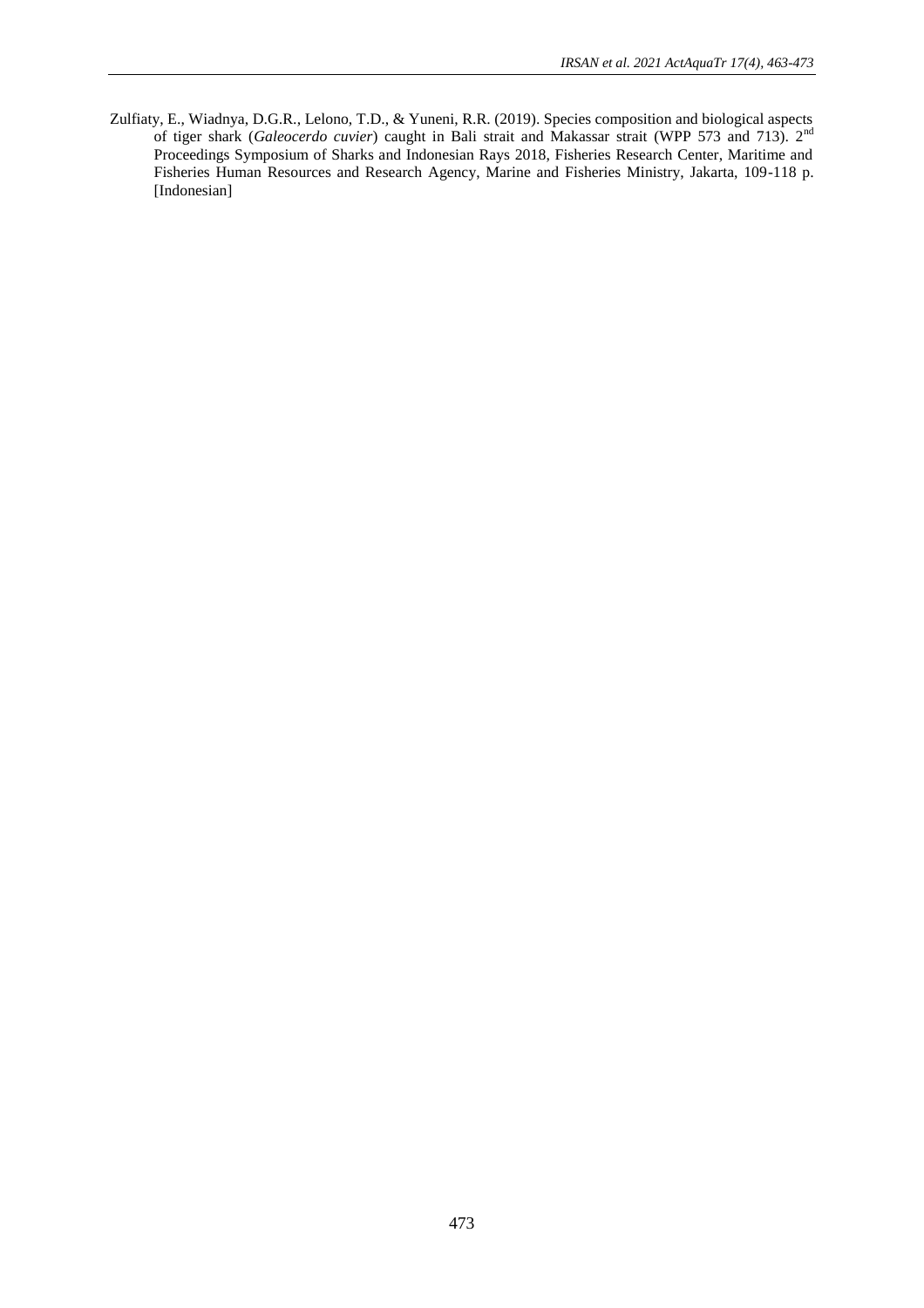Zulfiaty, E., Wiadnya, D.G.R., Lelono, T.D., & Yuneni, R.R. (2019). Species composition and biological aspects of tiger shark (*Galeocerdo cuvier*) caught in Bali strait and Makassar strait (WPP 573 and 713). 2nd Proceedings Symposium of Sharks and Indonesian Rays 2018, Fisheries Research Center, Maritime and Fisheries Human Resources and Research Agency, Marine and Fisheries Ministry, Jakarta, 109-118 p. [Indonesian]